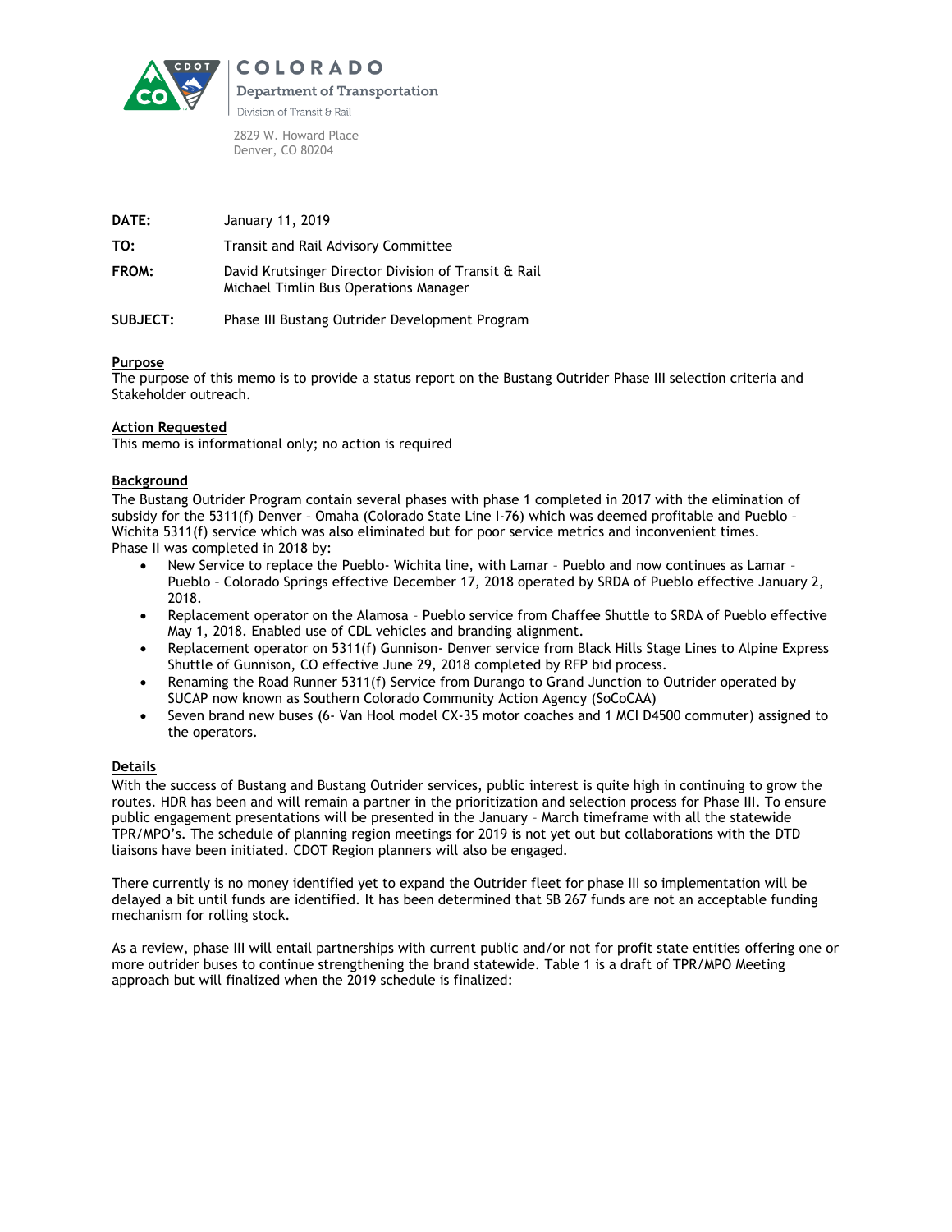COLORADO
Department of Transportation
Division of Transit & Rail

2829 W. Howard Place
Denver, CO 80204

| | |
|---|---|
| **DATE:** | January 11, 2019 |
| **TO:** | Transit and Rail Advisory Committee |
| **FROM:** | David Krutsinger Director Division of Transit & Rail<br>Michael Timlin Bus Operations Manager |
| **SUBJECT:** | Phase III Bustang Outrider Development Program |

**Purpose**
The purpose of this memo is to provide a status report on the Bustang Outrider Phase III selection criteria and Stakeholder outreach.

**Action Requested**
This memo is informational only; no action is required

**Background**
The Bustang Outrider Program contain several phases with phase 1 completed in 2017 with the elimination of subsidy for the 5311(f) Denver – Omaha (Colorado State Line I-76) which was deemed profitable and Pueblo – Wichita 5311(f) service which was also eliminated but for poor service metrics and inconvenient times.
Phase II was completed in 2018 by:

- New Service to replace the Pueblo- Wichita line, with Lamar – Pueblo and now continues as Lamar – Pueblo – Colorado Springs effective December 17, 2018 operated by SRDA of Pueblo effective January 2, 2018.
- Replacement operator on the Alamosa – Pueblo service from Chaffee Shuttle to SRDA of Pueblo effective May 1, 2018. Enabled use of CDL vehicles and branding alignment.
- Replacement operator on 5311(f) Gunnison- Denver service from Black Hills Stage Lines to Alpine Express Shuttle of Gunnison, CO effective June 29, 2018 completed by RFP bid process.
- Renaming the Road Runner 5311(f) Service from Durango to Grand Junction to Outrider operated by SUCAP now known as Southern Colorado Community Action Agency (SoCoCAA)
- Seven brand new buses (6- Van Hool model CX-35 motor coaches and 1 MCI D4500 commuter) assigned to the operators.

**Details**
With the success of Bustang and Bustang Outrider services, public interest is quite high in continuing to grow the routes. HDR has been and will remain a partner in the prioritization and selection process for Phase III. To ensure public engagement presentations will be presented in the January – March timeframe with all the statewide TPR/MPO's. The schedule of planning region meetings for 2019 is not yet out but collaborations with the DTD liaisons have been initiated. CDOT Region planners will also be engaged.

There currently is no money identified yet to expand the Outrider fleet for phase III so implementation will be delayed a bit until funds are identified. It has been determined that SB 267 funds are not an acceptable funding mechanism for rolling stock.

As a review, phase III will entail partnerships with current public and/or not for profit state entities offering one or more outrider buses to continue strengthening the brand statewide. Table 1 is a draft of TPR/MPO Meeting approach but will finalized when the 2019 schedule is finalized: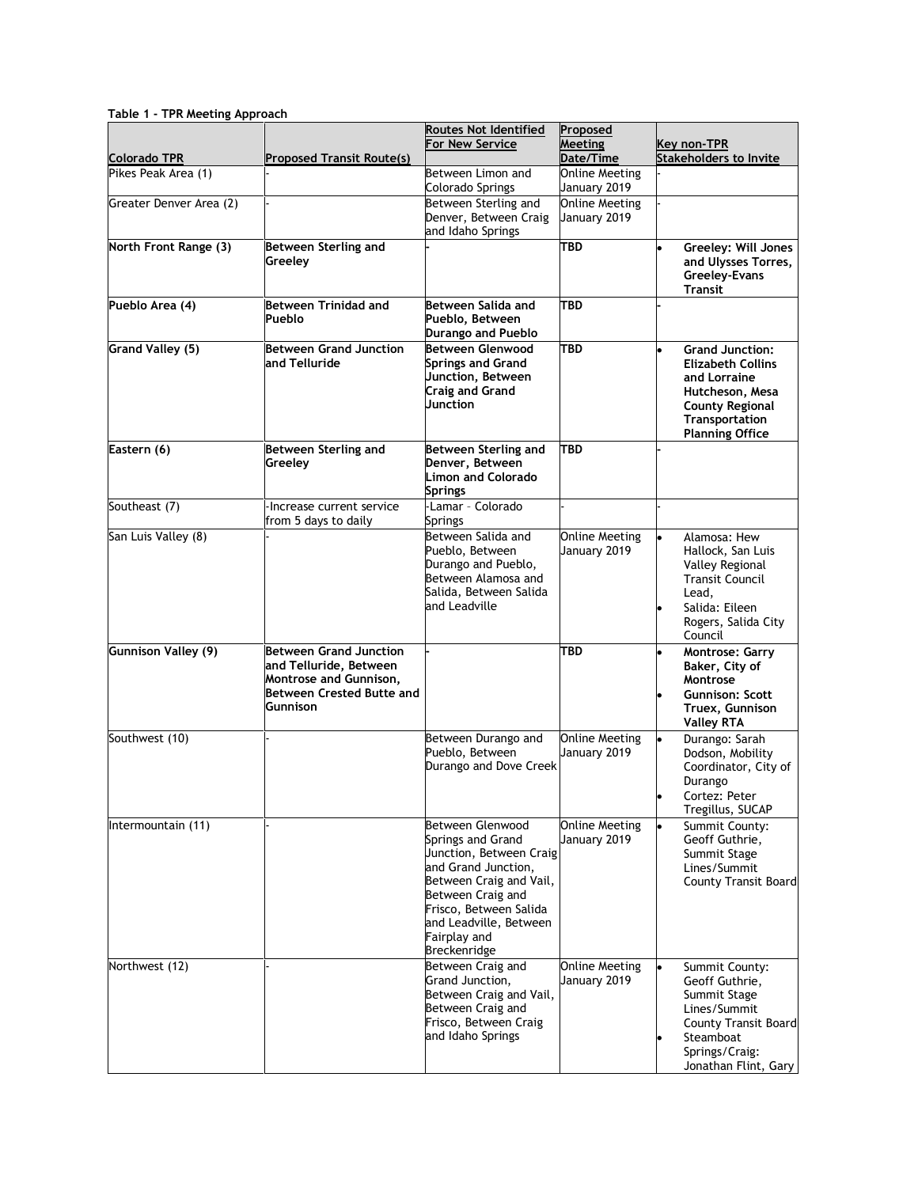**Table 1 - TPR Meeting Approach**

| Colorado TPR | Proposed Transit Route(s) | Routes Not Identified For New Service | Proposed Meeting Date/Time | Key non-TPR Stakeholders to Invite |
|---|---|---|---|---|
| Pikes Peak Area (1) | - | Between Limon and Colorado Springs | Online Meeting January 2019 | - |
| Greater Denver Area (2) | - | Between Sterling and Denver, Between Craig and Idaho Springs | Online Meeting January 2019 | - |
| **North Front Range (3)** | **Between Sterling and Greeley** | **-** | **TBD** | • **Greeley: Will Jones and Ulysses Torres, Greeley-Evans Transit** |
| **Pueblo Area (4)** | **Between Trinidad and Pueblo** | **Between Salida and Pueblo, Between Durango and Pueblo** | **TBD** | - |
| **Grand Valley (5)** | **Between Grand Junction and Telluride** | **Between Glenwood Springs and Grand Junction, Between Craig and Grand Junction** | **TBD** | • **Grand Junction: Elizabeth Collins and Lorraine Hutcheson, Mesa County Regional Transportation Planning Office** |
| **Eastern (6)** | **Between Sterling and Greeley** | **Between Sterling and Denver, Between Limon and Colorado Springs** | **TBD** | - |
| Southeast (7) | -Increase current service from 5 days to daily | -Lamar – Colorado Springs | - | - |
| San Luis Valley (8) | - | Between Salida and Pueblo, Between Durango and Pueblo, Between Alamosa and Salida, Between Salida and Leadville | Online Meeting January 2019 | • Alamosa: Hew Hallock, San Luis Valley Regional Transit Council Lead, • Salida: Eileen Rogers, Salida City Council |
| **Gunnison Valley (9)** | **Between Grand Junction and Telluride, Between Montrose and Gunnison, Between Crested Butte and Gunnison** | **-** | **TBD** | • **Montrose: Garry Baker, City of Montrose** • **Gunnison: Scott Truex, Gunnison Valley RTA** |
| Southwest (10) | - | Between Durango and Pueblo, Between Durango and Dove Creek | Online Meeting January 2019 | • Durango: Sarah Dodson, Mobility Coordinator, City of Durango • Cortez: Peter Tregillus, SUCAP |
| Intermountain (11) | - | Between Glenwood Springs and Grand Junction, Between Craig and Grand Junction, Between Craig and Vail, Between Craig and Frisco, Between Salida and Leadville, Between Fairplay and Breckenridge | Online Meeting January 2019 | • Summit County: Geoff Guthrie, Summit Stage Lines/Summit County Transit Board |
| Northwest (12) | - | Between Craig and Grand Junction, Between Craig and Vail, Between Craig and Frisco, Between Craig and Idaho Springs | Online Meeting January 2019 | • Summit County: Geoff Guthrie, Summit Stage Lines/Summit County Transit Board • Steamboat Springs/Craig: Jonathan Flint, Gary |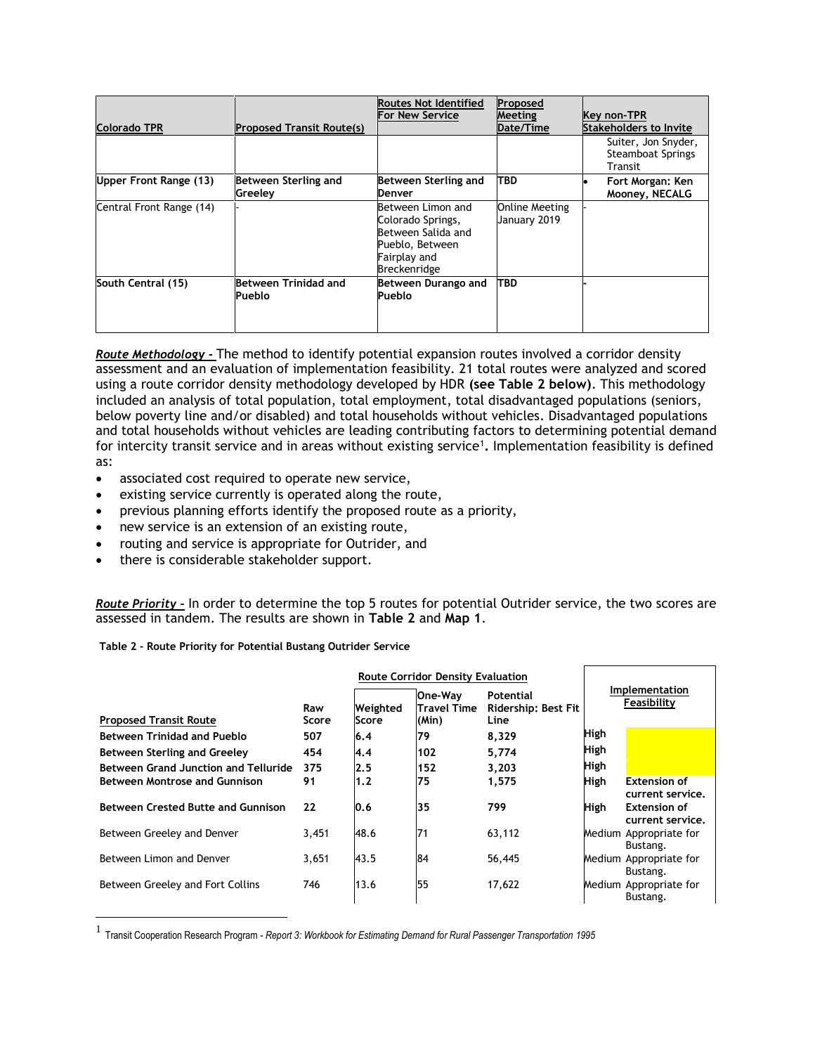| Colorado TPR | Proposed Transit Route(s) | Routes Not Identified For New Service | Proposed Meeting Date/Time | Key non-TPR Stakeholders to Invite |
|---|---|---|---|---|
| | | | | Suiter, Jon Snyder, Steamboat Springs Transit |
| **Upper Front Range (13)** | **Between Sterling and Greeley** | **Between Sterling and Denver** | **TBD** | • **Fort Morgan: Ken Mooney, NECALG** |
| Central Front Range (14) | - | Between Limon and Colorado Springs, Between Salida and Pueblo, Between Fairplay and Breckenridge | Online Meeting January 2019 | - |
| **South Central (15)** | **Between Trinidad and Pueblo** | **Between Durango and Pueblo** | **TBD** | - |

***Route Methodology -*** The method to identify potential expansion routes involved a corridor density assessment and an evaluation of implementation feasibility. 21 total routes were analyzed and scored using a route corridor density methodology developed by HDR **(see Table 2 below)**. This methodology included an analysis of total population, total employment, total disadvantaged populations (seniors, below poverty line and/or disabled) and total households without vehicles. Disadvantaged populations and total households without vehicles are leading contributing factors to determining potential demand for intercity transit service and in areas without existing service[1]**.** Implementation feasibility is defined as:

- associated cost required to operate new service,
- existing service currently is operated along the route,
- previous planning efforts identify the proposed route as a priority,
- new service is an extension of an existing route,
- routing and service is appropriate for Outrider, and
- there is considerable stakeholder support.

***Route Priority -*** In order to determine the top 5 routes for potential Outrider service, the two scores are assessed in tandem. The results are shown in **Table 2** and **Map 1**.

**Table 2 - Route Priority for Potential Bustang Outrider Service**

| | Route Corridor Density Evaluation | | | | Implementation Feasibility | |
|---|---|---|---|---|---|---|
| Proposed Transit Route | Raw Score | Weighted Score | One-Way Travel Time (Min) | Potential Ridership: Best Fit Line | | |
| **Between Trinidad and Pueblo** | **507** | **6.4** | **79** | **8,329** | **High** | |
| **Between Sterling and Greeley** | **454** | **4.4** | **102** | **5,774** | **High** | |
| **Between Grand Junction and Telluride** | **375** | **2.5** | **152** | **3,203** | **High** | |
| **Between Montrose and Gunnison** | **91** | **1.2** | **75** | **1,575** | **High** | **Extension of current service.** |
| **Between Crested Butte and Gunnison** | **22** | **0.6** | **35** | **799** | **High** | **Extension of current service.** |
| Between Greeley and Denver | 3,451 | 48.6 | 71 | 63,112 | Medium | Appropriate for Bustang. |
| Between Limon and Denver | 3,651 | 43.5 | 84 | 56,445 | Medium | Appropriate for Bustang. |
| Between Greeley and Fort Collins | 746 | 13.6 | 55 | 17,622 | Medium | Appropriate for Bustang. |

[1] Transit Cooperation Research Program - *Report 3: Workbook for Estimating Demand for Rural Passenger Transportation 1995*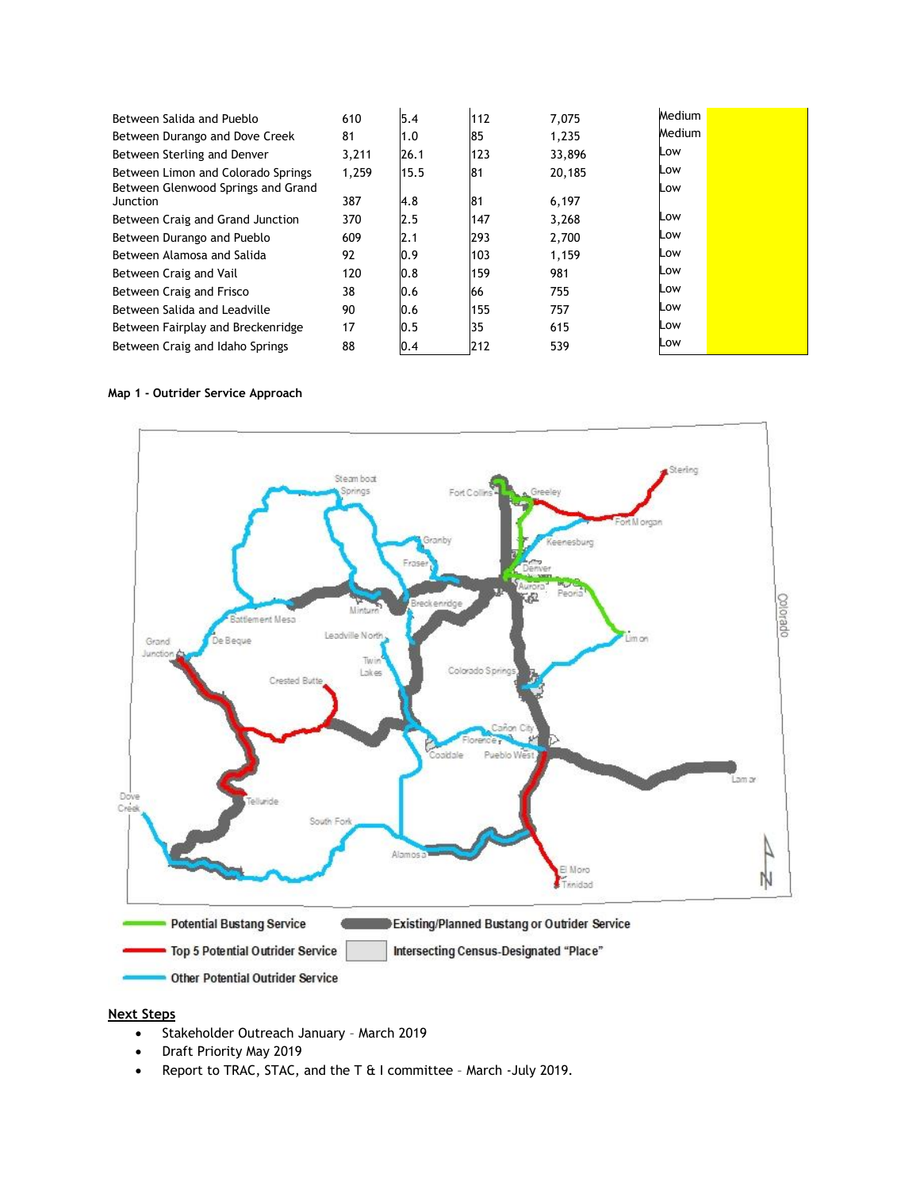| | | | | | |
|---|---|---|---|---|---|
| Between Salida and Pueblo | 610 | 5.4 | 112 | 7,075 | Medium |
| Between Durango and Dove Creek | 81 | 1.0 | 85 | 1,235 | Medium |
| Between Sterling and Denver | 3,211 | 26.1 | 123 | 33,896 | Low |
| Between Limon and Colorado Springs | 1,259 | 15.5 | 81 | 20,185 | Low |
| Between Glenwood Springs and Grand Junction | 387 | 4.8 | 81 | 6,197 | Low |
| Between Craig and Grand Junction | 370 | 2.5 | 147 | 3,268 | Low |
| Between Durango and Pueblo | 609 | 2.1 | 293 | 2,700 | Low |
| Between Alamosa and Salida | 92 | 0.9 | 103 | 1,159 | Low |
| Between Craig and Vail | 120 | 0.8 | 159 | 981 | Low |
| Between Craig and Frisco | 38 | 0.6 | 66 | 755 | Low |
| Between Salida and Leadville | 90 | 0.6 | 155 | 757 | Low |
| Between Fairplay and Breckenridge | 17 | 0.5 | 35 | 615 | Low |
| Between Craig and Idaho Springs | 88 | 0.4 | 212 | 539 | Low |

**Map 1 - Outrider Service Approach**

Steamboat Springs
Fort Collins
Greeley
Sterling
Fort Morgan
Keenesburg
Granby
Fraser
Denver
Aurora
Peoria
Breckenridge
Minturn
Battlement Mesa
Grand Junction
De Beque
Leadville North
Twin Lakes
Limon
Colorado Springs
Crested Butte
Cañon City
Florence
Coaldale
Pueblo West
Lamar
Dove Creek
Telluride
South Fork
Alamosa
El Moro
Trinidad
Colorado
N

Potential Bustang Service
Top 5 Potential Outrider Service
Other Potential Outrider Service
Existing/Planned Bustang or Outrider Service
Intersecting Census-Designated "Place"

**Next Steps**

- Stakeholder Outreach January – March 2019
- Draft Priority May 2019
- Report to TRAC, STAC, and the T & I committee – March -July 2019.